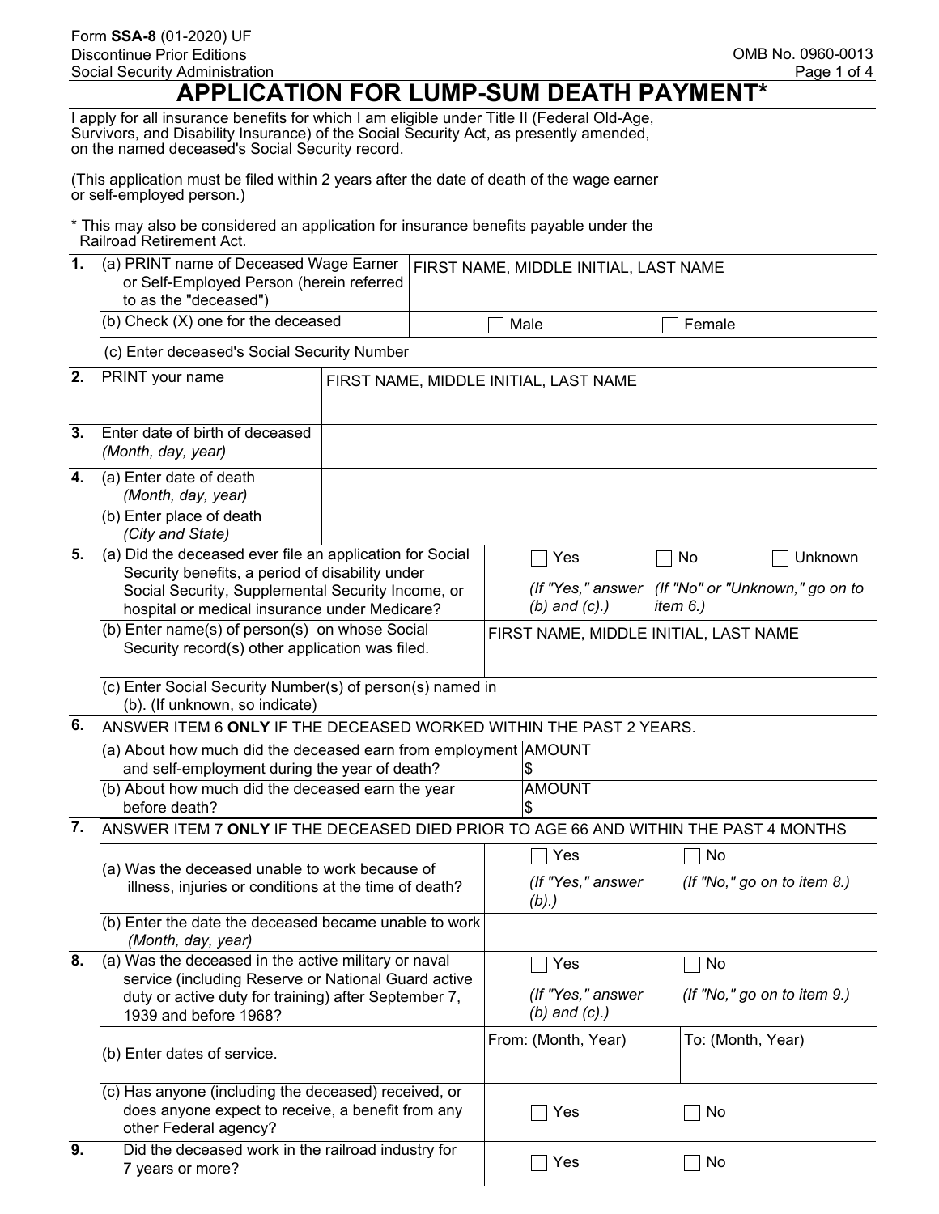Form **SSA-8** (01-2020) UF
Discontinue Prior Editions
Social Security Administration

OMB No. 0960-0013

# APPLICATION FOR LUMP-SUM DEATH PAYMENT*

I apply for all insurance benefits for which I am eligible under Title II (Federal Old-Age, Survivors, and Disability Insurance) of the Social Security Act, as presently amended, on the named deceased's Social Security record.

(This application must be filed within 2 years after the date of death of the wage earner or self-employed person.)

* This may also be considered an application for insurance benefits payable under the Railroad Retirement Act.

| | | | | |
|---|---|---|---|---|
| **1.** | (a) PRINT name of Deceased Wage Earner or Self-Employed Person (herein referred to as the "deceased") | FIRST NAME, MIDDLE INITIAL, LAST NAME | | |
| | (b) Check (X) one for the deceased | ☐ Male | ☐ Female | |
| | (c) Enter deceased's Social Security Number | | | |
| **2.** | PRINT your name | FIRST NAME, MIDDLE INITIAL, LAST NAME | | |
| **3.** | Enter date of birth of deceased *(Month, day, year)* | | | |
| **4.** | (a) Enter date of death *(Month, day, year)* | | | |
| | (b) Enter place of death *(City and State)* | | | |
| **5.** | (a) Did the deceased ever file an application for Social Security benefits, a period of disability under Social Security, Supplemental Security Income, or hospital or medical insurance under Medicare? | ☐ Yes *(If "Yes," answer (b) and (c).)* | ☐ No *(If "No" or "Unknown," go on to item 6.)* | ☐ Unknown |
| | (b) Enter name(s) of person(s) on whose Social Security record(s) other application was filed. | FIRST NAME, MIDDLE INITIAL, LAST NAME | | |
| | (c) Enter Social Security Number(s) of person(s) named in (b). (If unknown, so indicate) | | | |
| **6.** | ANSWER ITEM 6 **ONLY** IF THE DECEASED WORKED WITHIN THE PAST 2 YEARS. | | | |
| | (a) About how much did the deceased earn from employment and self-employment during the year of death? | AMOUNT $ | | |
| | (b) About how much did the deceased earn the year before death? | AMOUNT $ | | |
| **7.** | ANSWER ITEM 7 **ONLY** IF THE DECEASED DIED PRIOR TO AGE 66 AND WITHIN THE PAST 4 MONTHS | | | |
| | (a) Was the deceased unable to work because of illness, injuries or conditions at the time of death? | ☐ Yes *(If "Yes," answer (b).)* | ☐ No *(If "No," go on to item 8.)* | |
| | (b) Enter the date the deceased became unable to work *(Month, day, year)* | | | |
| **8.** | (a) Was the deceased in the active military or naval service (including Reserve or National Guard active duty or active duty for training) after September 7, 1939 and before 1968? | ☐ Yes *(If "Yes," answer (b) and (c).)* | ☐ No *(If "No," go on to item 9.)* | |
| | (b) Enter dates of service. | From: (Month, Year) | To: (Month, Year) | |
| | (c) Has anyone (including the deceased) received, or does anyone expect to receive, a benefit from any other Federal agency? | ☐ Yes | ☐ No | |
| **9.** | Did the deceased work in the railroad industry for 7 years or more? | ☐ Yes | ☐ No | |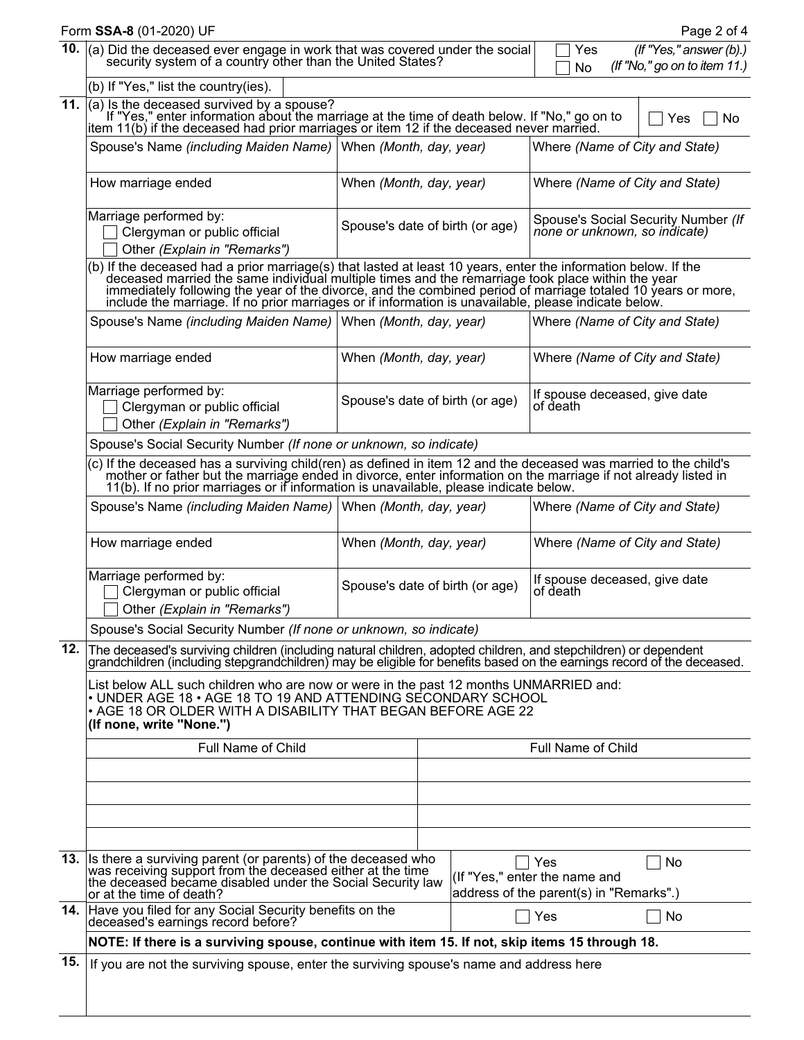**10.** (a) Did the deceased ever engage in work that was covered under the social security system of a country other than the United States?

☐ Yes *(If "Yes," answer (b).)*
☐ No *(If "No," go on to item 11.)*

(b) If "Yes," list the country(ies).

**11.** (a) Is the deceased survived by a spouse?
If "Yes," enter information about the marriage at the time of death below. If "No," go on to item 11(b) if the deceased had prior marriages or item 12 if the deceased never married.

☐ Yes ☐ No

| Spouse's Name *(including Maiden Name)* | When *(Month, day, year)* | Where *(Name of City and State)* |
|---|---|---|
| How marriage ended | When *(Month, day, year)* | Where *(Name of City and State)* |
| Marriage performed by: ☐ Clergyman or public official ☐ Other *(Explain in "Remarks")* | Spouse's date of birth (or age) | Spouse's Social Security Number *(If none or unknown, so indicate)* |

(b) If the deceased had a prior marriage(s) that lasted at least 10 years, enter the information below. If the deceased married the same individual multiple times and the remarriage took place within the year immediately following the year of the divorce, and the combined period of marriage totaled 10 years or more, include the marriage. If no prior marriages or if information is unavailable, please indicate below.

| Spouse's Name *(including Maiden Name)* | When *(Month, day, year)* | Where *(Name of City and State)* |
|---|---|---|
| How marriage ended | When *(Month, day, year)* | Where *(Name of City and State)* |
| Marriage performed by: ☐ Clergyman or public official ☐ Other *(Explain in "Remarks")* | Spouse's date of birth (or age) | If spouse deceased, give date of death |
| Spouse's Social Security Number *(If none or unknown, so indicate)* | | |

(c) If the deceased has a surviving child(ren) as defined in item 12 and the deceased was married to the child's mother or father but the marriage ended in divorce, enter information on the marriage if not already listed in 11(b). If no prior marriages or if information is unavailable, please indicate below.

| Spouse's Name *(including Maiden Name)* | When *(Month, day, year)* | Where *(Name of City and State)* |
|---|---|---|
| How marriage ended | When *(Month, day, year)* | Where *(Name of City and State)* |
| Marriage performed by: ☐ Clergyman or public official ☐ Other *(Explain in "Remarks")* | Spouse's date of birth (or age) | If spouse deceased, give date of death |
| Spouse's Social Security Number *(If none or unknown, so indicate)* | | |

**12.** The deceased's surviving children (including natural children, adopted children, and stepchildren) or dependent grandchildren (including stepgrandchildren) may be eligible for benefits based on the earnings record of the deceased.

List below ALL such children who are now or were in the past 12 months UNMARRIED and:
- UNDER AGE 18
- AGE 18 TO 19 AND ATTENDING SECONDARY SCHOOL
- AGE 18 OR OLDER WITH A DISABILITY THAT BEGAN BEFORE AGE 22

**(If none, write "None.")**

| Full Name of Child | Full Name of Child |
|---|---|
| | |
| | |
| | |
| | |

**13.** Is there a surviving parent (or parents) of the deceased who was receiving support from the deceased either at the time the deceased became disabled under the Social Security law or at the time of death?

☐ Yes ☐ No
(If "Yes," enter the name and address of the parent(s) in "Remarks".)

**14.** Have you filed for any Social Security benefits on the deceased's earnings record before?

☐ Yes ☐ No

**NOTE: If there is a surviving spouse, continue with item 15. If not, skip items 15 through 18.**

**15.** If you are not the surviving spouse, enter the surviving spouse's name and address here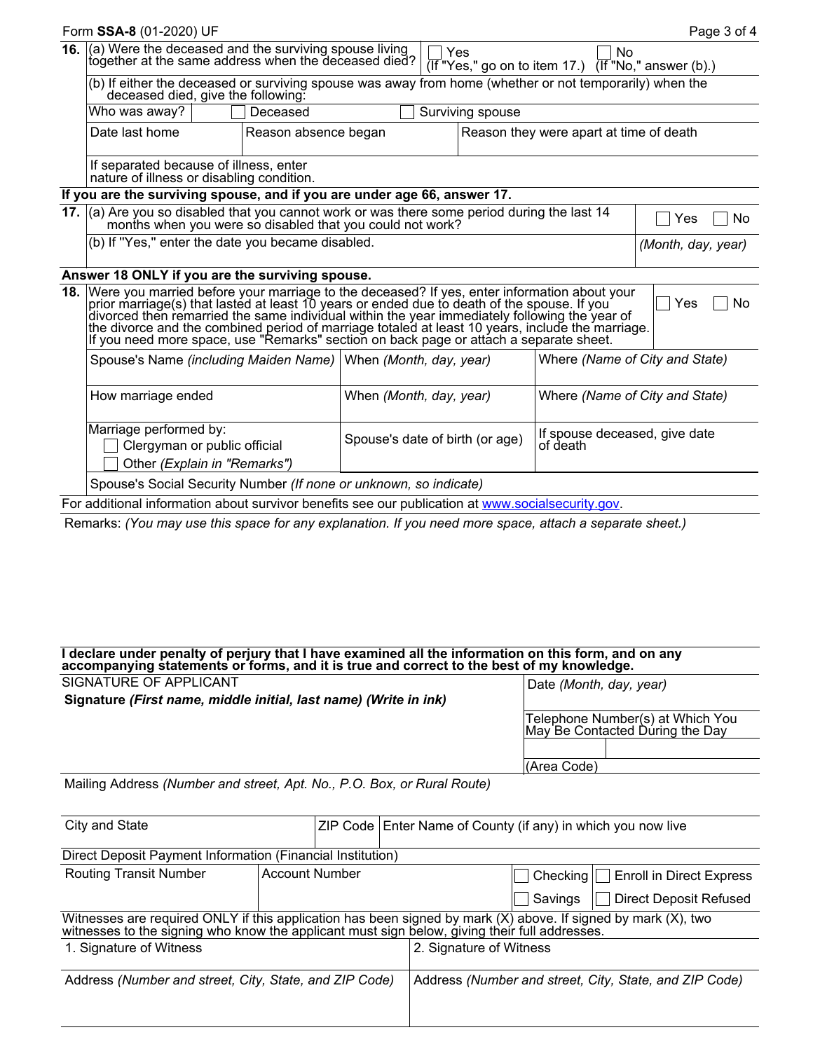Form **SSA-8** (01-2020) UF

| | | | |
|---|---|---|---|
| **16.** | (a) Were the deceased and the surviving spouse living together at the same address when the deceased died? | ☐ Yes (If "Yes," go on to item 17.) | ☐ No (If "No," answer (b).) |
| | (b) If either the deceased or surviving spouse was away from home (whether or not temporarily) when the deceased died, give the following: | | |
| | Who was away? | ☐ Deceased | ☐ Surviving spouse |
| | Date last home | Reason absence began | Reason they were apart at time of death |
| | If separated because of illness, enter nature of illness or disabling condition. | | |

**If you are the surviving spouse, and if you are under age 66, answer 17.**

| | | |
|---|---|---|
| **17.** | (a) Are you so disabled that you cannot work or was there some period during the last 14 months when you were so disabled that you could not work? | ☐ Yes ☐ No |
| | (b) If "Yes," enter the date you became disabled. | *(Month, day, year)* |

**Answer 18 ONLY if you are the surviving spouse.**

| | | | |
|---|---|---|---|
| **18.** | Were you married before your marriage to the deceased? If yes, enter information about your prior marriage(s) that lasted at least 10 years or ended due to death of the spouse. If you divorced then remarried the same individual within the year immediately following the year of the divorce and the combined period of marriage totaled at least 10 years, include the marriage. If you need more space, use "Remarks" section on back page or attach a separate sheet. | | ☐ Yes ☐ No |
| | Spouse's Name *(including Maiden Name)* | When *(Month, day, year)* | Where *(Name of City and State)* |
| | How marriage ended | When *(Month, day, year)* | Where *(Name of City and State)* |
| | Marriage performed by: ☐ Clergyman or public official ☐ Other *(Explain in "Remarks")* | Spouse's date of birth (or age) | If spouse deceased, give date of death |
| | Spouse's Social Security Number *(If none or unknown, so indicate)* | | |

For additional information about survivor benefits see our publication at www.socialsecurity.gov.

Remarks: *(You may use this space for any explanation. If you need more space, attach a separate sheet.)*

**I declare under penalty of perjury that I have examined all the information on this form, and on any accompanying statements or forms, and it is true and correct to the best of my knowledge.**

| | |
|---|---|
| SIGNATURE OF APPLICANT **Signature *(First name, middle initial, last name) (Write in ink)*** | Date *(Month, day, year)* |
| | Telephone Number(s) at Which You May Be Contacted During the Day |
| | (Area Code) |

Mailing Address *(Number and street, Apt. No., P.O. Box, or Rural Route)*

| City and State | ZIP Code | Enter Name of County (if any) in which you now live |
|---|---|---|

Direct Deposit Payment Information (Financial Institution)

| Routing Transit Number | Account Number | | |
|---|---|---|---|
| | | ☐ Checking | ☐ Enroll in Direct Express |
| | | ☐ Savings | ☐ Direct Deposit Refused |

Witnesses are required ONLY if this application has been signed by mark (X) above. If signed by mark (X), two witnesses to the signing who know the applicant must sign below, giving their full addresses.

| 1. Signature of Witness | 2. Signature of Witness |
|---|---|
| Address *(Number and street, City, State, and ZIP Code)* | Address *(Number and street, City, State, and ZIP Code)* |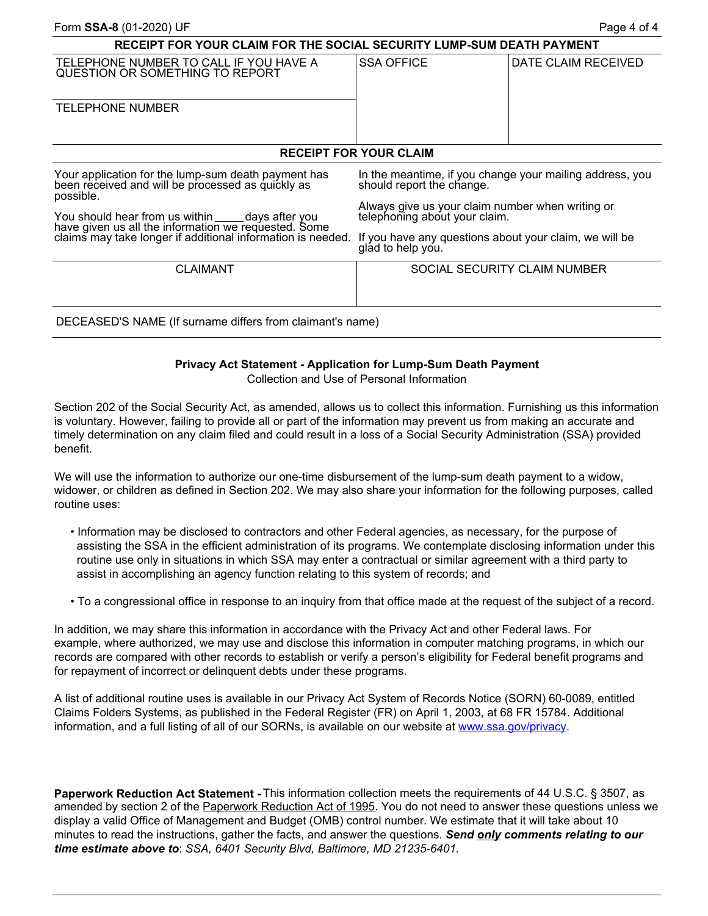## RECEIPT FOR YOUR CLAIM FOR THE SOCIAL SECURITY LUMP-SUM DEATH PAYMENT

| TELEPHONE NUMBER TO CALL IF YOU HAVE A QUESTION OR SOMETHING TO REPORT | SSA OFFICE | DATE CLAIM RECEIVED |
|---|---|---|
| TELEPHONE NUMBER | | |

### RECEIPT FOR YOUR CLAIM

Your application for the lump-sum death payment has been received and will be processed as quickly as possible.

You should hear from us within _____ days after you have given us all the information we requested. Some claims may take longer if additional information is needed.

In the meantime, if you change your mailing address, you should report the change.

Always give us your claim number when writing or telephoning about your claim.

If you have any questions about your claim, we will be glad to help you.

| CLAIMANT | SOCIAL SECURITY CLAIM NUMBER |
|---|---|
| | |

DECEASED'S NAME (If surname differs from claimant's name)

### Privacy Act Statement - Application for Lump-Sum Death Payment

Collection and Use of Personal Information

Section 202 of the Social Security Act, as amended, allows us to collect this information. Furnishing us this information is voluntary. However, failing to provide all or part of the information may prevent us from making an accurate and timely determination on any claim filed and could result in a loss of a Social Security Administration (SSA) provided benefit.

We will use the information to authorize our one-time disbursement of the lump-sum death payment to a widow, widower, or children as defined in Section 202. We may also share your information for the following purposes, called routine uses:

- Information may be disclosed to contractors and other Federal agencies, as necessary, for the purpose of assisting the SSA in the efficient administration of its programs. We contemplate disclosing information under this routine use only in situations in which SSA may enter a contractual or similar agreement with a third party to assist in accomplishing an agency function relating to this system of records; and

- To a congressional office in response to an inquiry from that office made at the request of the subject of a record.

In addition, we may share this information in accordance with the Privacy Act and other Federal laws. For example, where authorized, we may use and disclose this information in computer matching programs, in which our records are compared with other records to establish or verify a person's eligibility for Federal benefit programs and for repayment of incorrect or delinquent debts under these programs.

A list of additional routine uses is available in our Privacy Act System of Records Notice (SORN) 60-0089, entitled Claims Folders Systems, as published in the Federal Register (FR) on April 1, 2003, at 68 FR 15784. Additional information, and a full listing of all of our SORNs, is available on our website at www.ssa.gov/privacy.

**Paperwork Reduction Act Statement -** This information collection meets the requirements of 44 U.S.C. § 3507, as amended by section 2 of the Paperwork Reduction Act of 1995. You do not need to answer these questions unless we display a valid Office of Management and Budget (OMB) control number. We estimate that it will take about 10 minutes to read the instructions, gather the facts, and answer the questions. ***Send only comments relating to our time estimate above to***: *SSA, 6401 Security Blvd, Baltimore, MD 21235-6401.*